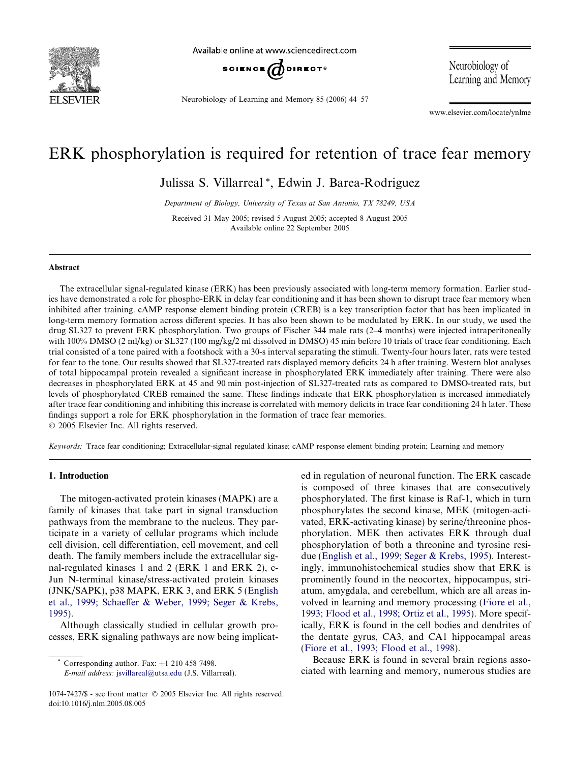# ERK phosphorylation is required for retention of trace fear memory

Julissa S. Villarreal *, Edwin J. Barea-Rodriguez

*Department of Biology, University of Texas at San Antonio, TX 78249, USA*

Received 31 May 2005; revised 5 August 2005; accepted 8 August 2005
Available online 22 September 2005

## Abstract

The extracellular signal-regulated kinase (ERK) has been previously associated with long-term memory formation. Earlier studies have demonstrated a role for phospho-ERK in delay fear conditioning and it has been shown to disrupt trace fear memory when inhibited after training. cAMP response element binding protein (CREB) is a key transcription factor that has been implicated in long-term memory formation across different species. It has also been shown to be modulated by ERK. In our study, we used the drug SL327 to prevent ERK phosphorylation. Two groups of Fischer 344 male rats (2–4 months) were injected intraperitoneally with 100% DMSO (2 ml/kg) or SL327 (100 mg/kg/2 ml dissolved in DMSO) 45 min before 10 trials of trace fear conditioning. Each trial consisted of a tone paired with a footshock with a 30-s interval separating the stimuli. Twenty-four hours later, rats were tested for fear to the tone. Our results showed that SL327-treated rats displayed memory deficits 24 h after training. Western blot analyses of total hippocampal protein revealed a significant increase in phosphorylated ERK immediately after training. There were also decreases in phosphorylated ERK at 45 and 90 min post-injection of SL327-treated rats as compared to DMSO-treated rats, but levels of phosphorylated CREB remained the same. These findings indicate that ERK phosphorylation is increased immediately after trace fear conditioning and inhibiting this increase is correlated with memory deficits in trace fear conditioning 24 h later. These findings support a role for ERK phosphorylation in the formation of trace fear memories.
© 2005 Elsevier Inc. All rights reserved.

*Keywords:* Trace fear conditioning; Extracellular-signal regulated kinase; cAMP response element binding protein; Learning and memory

## 1. Introduction

The mitogen-activated protein kinases (MAPK) are a family of kinases that take part in signal transduction pathways from the membrane to the nucleus. They participate in a variety of cellular programs which include cell division, cell differentiation, cell movement, and cell death. The family members include the extracellular signal-regulated kinases 1 and 2 (ERK 1 and ERK 2), c-Jun N-terminal kinase/stress-activated protein kinases (JNK/SAPK), p38 MAPK, ERK 3, and ERK 5 (English et al., 1999; Schaeffer & Weber, 1999; Seger & Krebs, 1995).

Although classically studied in cellular growth processes, ERK signaling pathways are now being implicated in regulation of neuronal function. The ERK cascade is composed of three kinases that are consecutively phosphorylated. The first kinase is Raf-1, which in turn phosphorylates the second kinase, MEK (mitogen-activated, ERK-activating kinase) by serine/threonine phosphorylation. MEK then activates ERK through dual phosphorylation of both a threonine and tyrosine residue (English et al., 1999; Seger & Krebs, 1995). Interestingly, immunohistochemical studies show that ERK is prominently found in the neocortex, hippocampus, striatum, amygdala, and cerebellum, which are all areas involved in learning and memory processing (Fiore et al., 1993; Flood et al., 1998; Ortiz et al., 1995). More specifically, ERK is found in the cell bodies and dendrites of the dentate gyrus, CA3, and CA1 hippocampal areas (Fiore et al., 1993; Flood et al., 1998).

Because ERK is found in several brain regions associated with learning and memory, numerous studies are

* Corresponding author. Fax: +1 210 458 7498.
*E-mail address:* jsvillareal@utsa.edu (J.S. Villarreal).

1074-7427/$ - see front matter © 2005 Elsevier Inc. All rights reserved.
doi:10.1016/j.nlm.2005.08.005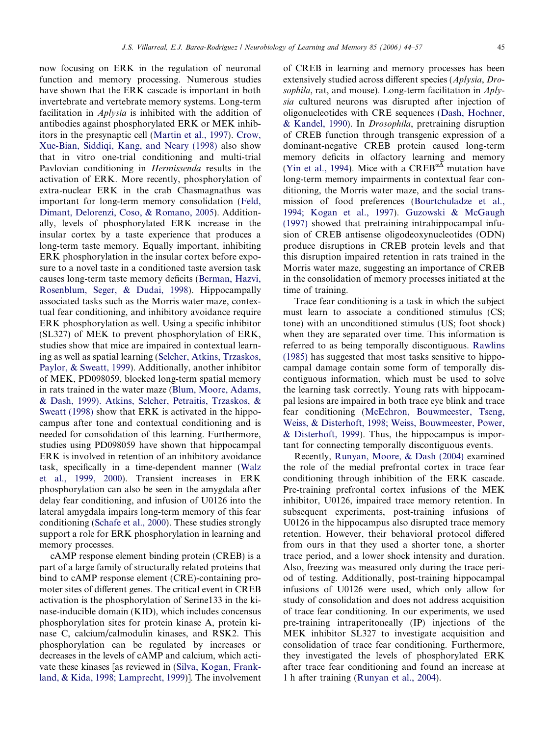now focusing on ERK in the regulation of neuronal function and memory processing. Numerous studies have shown that the ERK cascade is important in both invertebrate and vertebrate memory systems. Long-term facilitation in *Aplysia* is inhibited with the addition of antibodies against phosphorylated ERK or MEK inhibitors in the presynaptic cell (Martin et al., 1997). Crow, Xue-Bian, Siddiqi, Kang, and Neary (1998) also show that in vitro one-trial conditioning and multi-trial Pavlovian conditioning in *Hermissenda* results in the activation of ERK. More recently, phosphorylation of extra-nuclear ERK in the crab Chasmagnathus was important for long-term memory consolidation (Feld, Dimant, Delorenzi, Coso, & Romano, 2005). Additionally, levels of phosphorylated ERK increase in the insular cortex by a taste experience that produces a long-term taste memory. Equally important, inhibiting ERK phosphorylation in the insular cortex before exposure to a novel taste in a conditioned taste aversion task causes long-term taste memory deficits (Berman, Hazvi, Rosenblum, Seger, & Dudai, 1998). Hippocampally associated tasks such as the Morris water maze, contextual fear conditioning, and inhibitory avoidance require ERK phosphorylation as well. Using a specific inhibitor (SL327) of MEK to prevent phosphorylation of ERK, studies show that mice are impaired in contextual learning as well as spatial learning (Selcher, Atkins, Trzaskos, Paylor, & Sweatt, 1999). Additionally, another inhibitor of MEK, PD098059, blocked long-term spatial memory in rats trained in the water maze (Blum, Moore, Adams, & Dash, 1999). Atkins, Selcher, Petraitis, Trzaskos, & Sweatt (1998) show that ERK is activated in the hippocampus after tone and contextual conditioning and is needed for consolidation of this learning. Furthermore, studies using PD098059 have shown that hippocampal ERK is involved in retention of an inhibitory avoidance task, specifically in a time-dependent manner (Walz et al., 1999, 2000). Transient increases in ERK phosphorylation can also be seen in the amygdala after delay fear conditioning, and infusion of U0126 into the lateral amygdala impairs long-term memory of this fear conditioning (Schafe et al., 2000). These studies strongly support a role for ERK phosphorylation in learning and memory processes.

cAMP response element binding protein (CREB) is a part of a large family of structurally related proteins that bind to cAMP response element (CRE)-containing promoter sites of different genes. The critical event in CREB activation is the phosphorylation of Serine133 in the kinase-inducible domain (KID), which includes concensus phosphorylation sites for protein kinase A, protein kinase C, calcium/calmodulin kinases, and RSK2. This phosphorylation can be regulated by increases or decreases in the levels of cAMP and calcium, which activate these kinases [as reviewed in (Silva, Kogan, Frankland, & Kida, 1998; Lamprecht, 1999)]. The involvement of CREB in learning and memory processes has been extensively studied across different species (*Aplysia*, *Drosophila*, rat, and mouse). Long-term facilitation in *Aplysia* cultured neurons was disrupted after injection of oligonucleotides with CRE sequences (Dash, Hochner, & Kandel, 1990). In *Drosophila*, pretraining disruption of CREB function through transgenic expression of a dominant-negative CREB protein caused long-term memory deficits in olfactory learning and memory (Yin et al., 1994). Mice with a CREB$^{\alpha\Delta}$ mutation have long-term memory impairments in contextual fear conditioning, the Morris water maze, and the social transmission of food preferences (Bourtchuladze et al., 1994; Kogan et al., 1997). Guzowski & McGaugh (1997) showed that pretraining intrahippocampal infusion of CREB antisense oligodeoxynucleotides (ODN) produce disruptions in CREB protein levels and that this disruption impaired retention in rats trained in the Morris water maze, suggesting an importance of CREB in the consolidation of memory processes initiated at the time of training.

Trace fear conditioning is a task in which the subject must learn to associate a conditioned stimulus (CS; tone) with an unconditioned stimulus (US; foot shock) when they are separated over time. This information is referred to as being temporally discontiguous. Rawlins (1985) has suggested that most tasks sensitive to hippocampal damage contain some form of temporally discontiguous information, which must be used to solve the learning task correctly. Young rats with hippocampal lesions are impaired in both trace eye blink and trace fear conditioning (McEchron, Bouwmeester, Tseng, Weiss, & Disterhoft, 1998; Weiss, Bouwmeester, Power, & Disterhoft, 1999). Thus, the hippocampus is important for connecting temporally discontiguous events.

Recently, Runyan, Moore, & Dash (2004) examined the role of the medial prefrontal cortex in trace fear conditioning through inhibition of the ERK cascade. Pre-training prefrontal cortex infusions of the MEK inhibitor, U0126, impaired trace memory retention. In subsequent experiments, post-training infusions of U0126 in the hippocampus also disrupted trace memory retention. However, their behavioral protocol differed from ours in that they used a shorter tone, a shorter trace period, and a lower shock intensity and duration. Also, freezing was measured only during the trace period of testing. Additionally, post-training hippocampal infusions of U0126 were used, which only allow for study of consolidation and does not address acquisition of trace fear conditioning. In our experiments, we used pre-training intraperitoneally (IP) injections of the MEK inhibitor SL327 to investigate acquisition and consolidation of trace fear conditioning. Furthermore, they investigated the levels of phosphorylated ERK after trace fear conditioning and found an increase at 1 h after training (Runyan et al., 2004).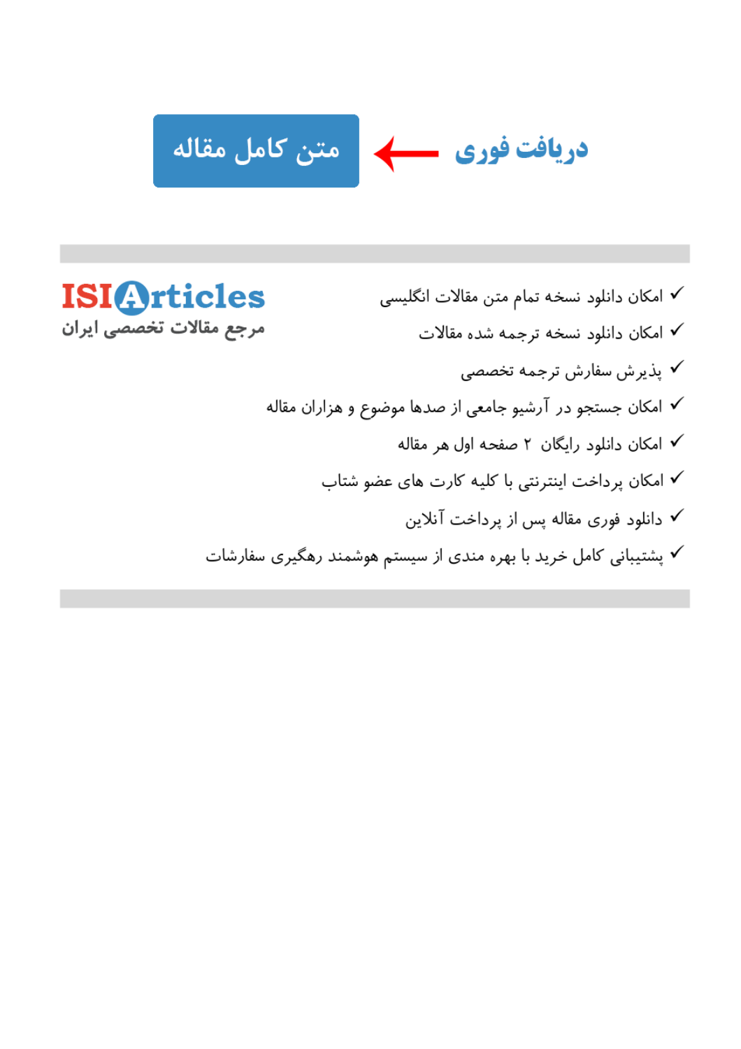**دریافت فوری** ← **متن کامل مقاله**

**ISIArticles**

مرجع مقالات تخصصی ایران

- ✓ امکان دانلود نسخه تمام متن مقالات انگلیسی
- ✓ امکان دانلود نسخه ترجمه شده مقالات
- ✓ پذیرش سفارش ترجمه تخصصی
- ✓ امکان جستجو در آرشیو جامعی از صدها موضوع و هزاران مقاله
- ✓ امکان دانلود رایگان ۲ صفحه اول هر مقاله
- ✓ امکان پرداخت اینترنتی با کلیه کارت های عضو شتاب
- ✓ دانلود فوری مقاله پس از پرداخت آنلاین
- ✓ پشتیبانی کامل خرید با بهره مندی از سیستم هوشمند رهگیری سفارشات